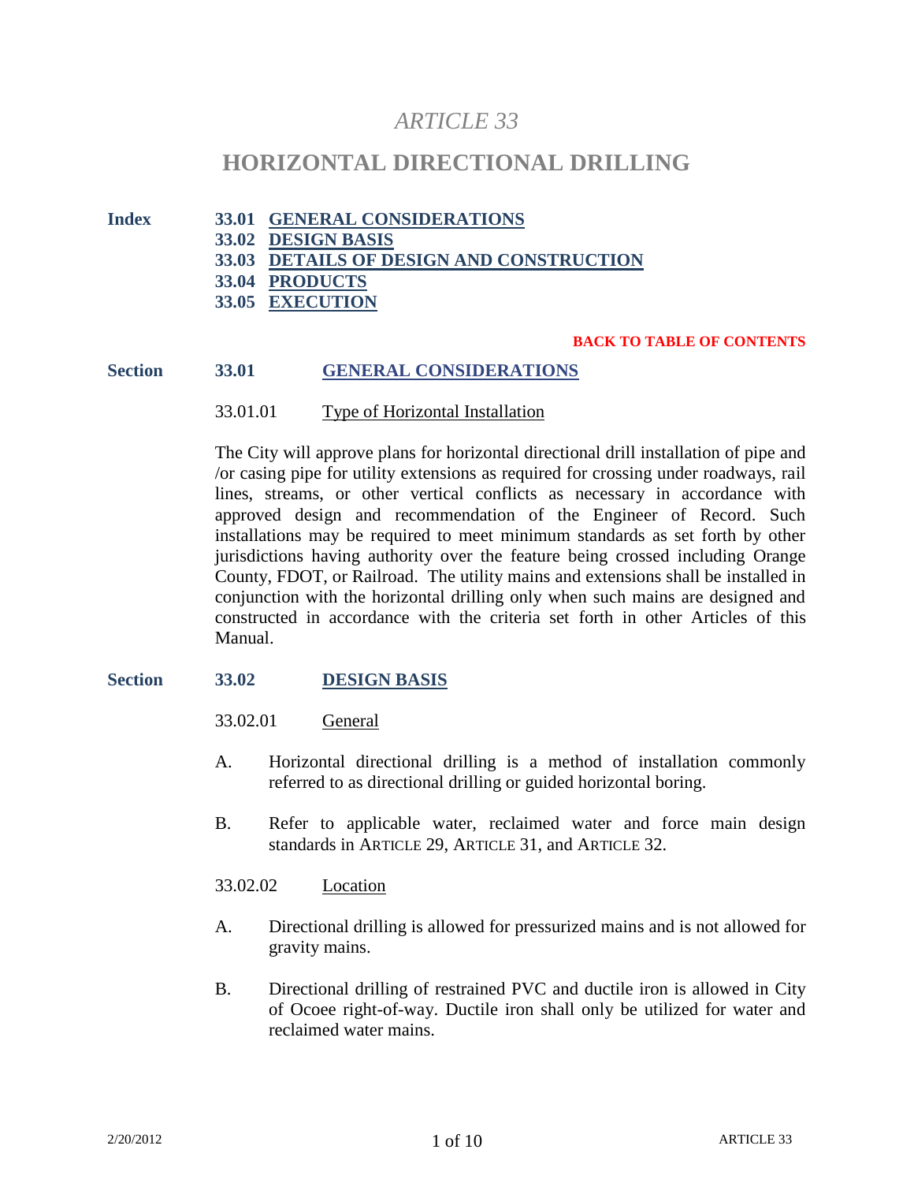# *ARTICLE 33*

# HORIZONTAL DIRECTIONAL DRILLING

**Index**

- **33.01 GENERAL CONSIDERATIONS**
- **33.02 DESIGN BASIS**
- **33.03 DETAILS OF DESIGN AND CONSTRUCTION**
- **33.04 PRODUCTS**
- **33.05 EXECUTION**

**BACK TO TABLE OF CONTENTS**

## Section 33.01 GENERAL CONSIDERATIONS

### 33.01.01 Type of Horizontal Installation

The City will approve plans for horizontal directional drill installation of pipe and /or casing pipe for utility extensions as required for crossing under roadways, rail lines, streams, or other vertical conflicts as necessary in accordance with approved design and recommendation of the Engineer of Record. Such installations may be required to meet minimum standards as set forth by other jurisdictions having authority over the feature being crossed including Orange County, FDOT, or Railroad. The utility mains and extensions shall be installed in conjunction with the horizontal drilling only when such mains are designed and constructed in accordance with the criteria set forth in other Articles of this Manual.

## Section 33.02 DESIGN BASIS

### 33.02.01 General

A. Horizontal directional drilling is a method of installation commonly referred to as directional drilling or guided horizontal boring.

B. Refer to applicable water, reclaimed water and force main design standards in ARTICLE 29, ARTICLE 31, and ARTICLE 32.

### 33.02.02 Location

A. Directional drilling is allowed for pressurized mains and is not allowed for gravity mains.

B. Directional drilling of restrained PVC and ductile iron is allowed in City of Ocoee right-of-way. Ductile iron shall only be utilized for water and reclaimed water mains.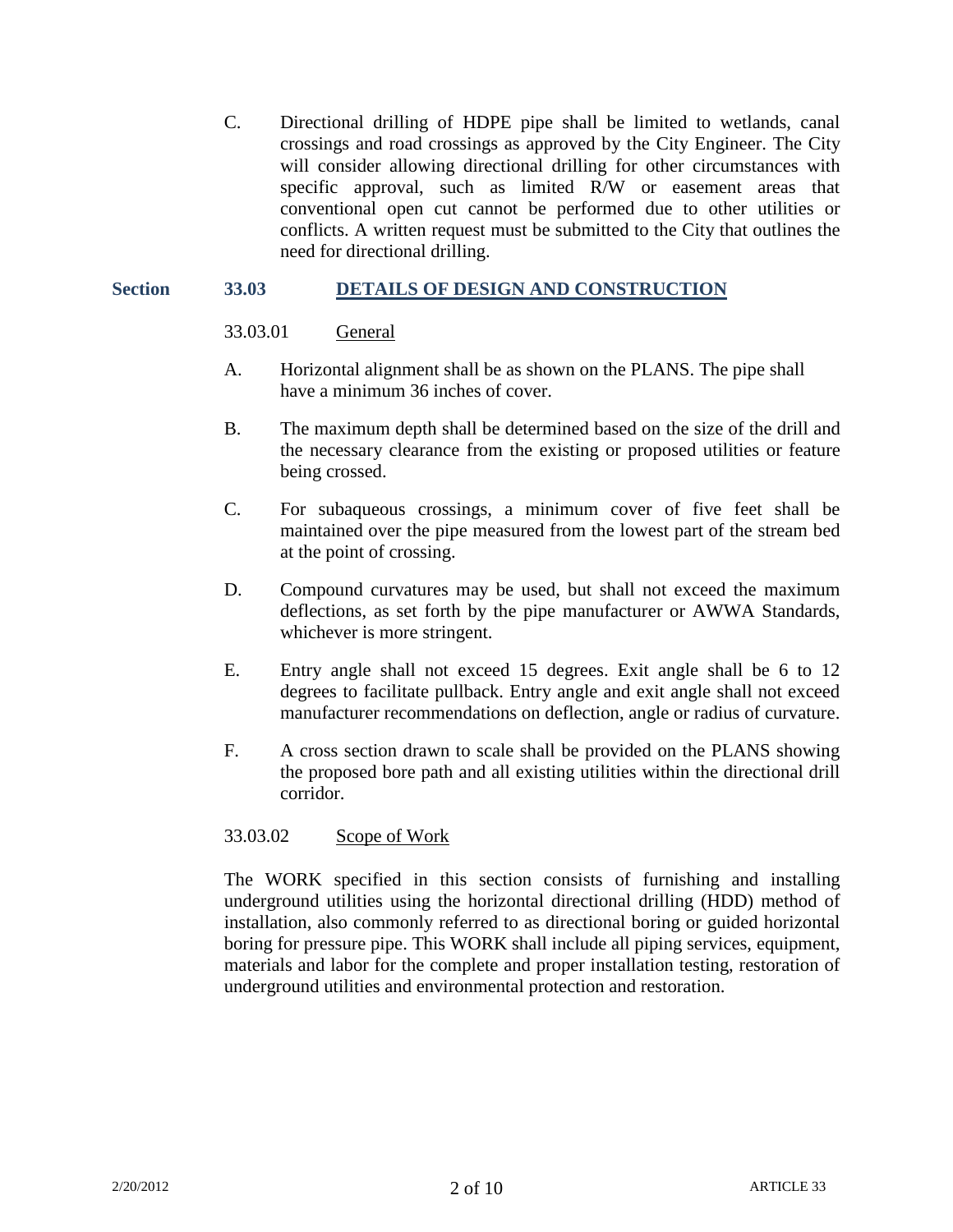C. Directional drilling of HDPE pipe shall be limited to wetlands, canal crossings and road crossings as approved by the City Engineer. The City will consider allowing directional drilling for other circumstances with specific approval, such as limited R/W or easement areas that conventional open cut cannot be performed due to other utilities or conflicts. A written request must be submitted to the City that outlines the need for directional drilling.

## Section 33.03 DETAILS OF DESIGN AND CONSTRUCTION

### 33.03.01 General

A. Horizontal alignment shall be as shown on the PLANS. The pipe shall have a minimum 36 inches of cover.

B. The maximum depth shall be determined based on the size of the drill and the necessary clearance from the existing or proposed utilities or feature being crossed.

C. For subaqueous crossings, a minimum cover of five feet shall be maintained over the pipe measured from the lowest part of the stream bed at the point of crossing.

D. Compound curvatures may be used, but shall not exceed the maximum deflections, as set forth by the pipe manufacturer or AWWA Standards, whichever is more stringent.

E. Entry angle shall not exceed 15 degrees. Exit angle shall be 6 to 12 degrees to facilitate pullback. Entry angle and exit angle shall not exceed manufacturer recommendations on deflection, angle or radius of curvature.

F. A cross section drawn to scale shall be provided on the PLANS showing the proposed bore path and all existing utilities within the directional drill corridor.

### 33.03.02 Scope of Work

The WORK specified in this section consists of furnishing and installing underground utilities using the horizontal directional drilling (HDD) method of installation, also commonly referred to as directional boring or guided horizontal boring for pressure pipe. This WORK shall include all piping services, equipment, materials and labor for the complete and proper installation testing, restoration of underground utilities and environmental protection and restoration.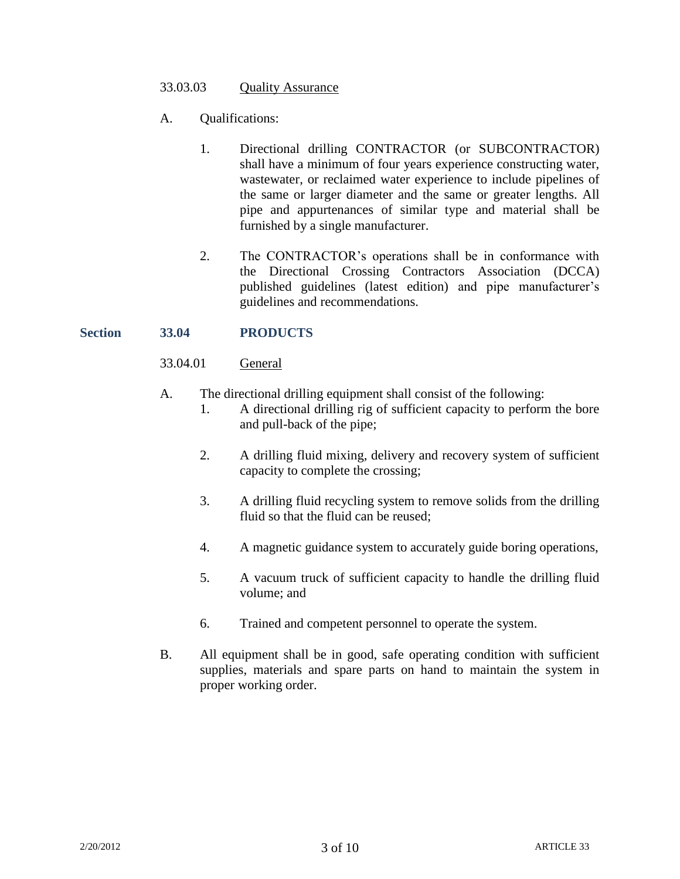33.03.03 Quality Assurance

A. Qualifications:

1. Directional drilling CONTRACTOR (or SUBCONTRACTOR) shall have a minimum of four years experience constructing water, wastewater, or reclaimed water experience to include pipelines of the same or larger diameter and the same or greater lengths. All pipe and appurtenances of similar type and material shall be furnished by a single manufacturer.

2. The CONTRACTOR's operations shall be in conformance with the Directional Crossing Contractors Association (DCCA) published guidelines (latest edition) and pipe manufacturer's guidelines and recommendations.

## Section 33.04 PRODUCTS

33.04.01 General

A. The directional drilling equipment shall consist of the following:

1. A directional drilling rig of sufficient capacity to perform the bore and pull-back of the pipe;

2. A drilling fluid mixing, delivery and recovery system of sufficient capacity to complete the crossing;

3. A drilling fluid recycling system to remove solids from the drilling fluid so that the fluid can be reused;

4. A magnetic guidance system to accurately guide boring operations,

5. A vacuum truck of sufficient capacity to handle the drilling fluid volume; and

6. Trained and competent personnel to operate the system.

B. All equipment shall be in good, safe operating condition with sufficient supplies, materials and spare parts on hand to maintain the system in proper working order.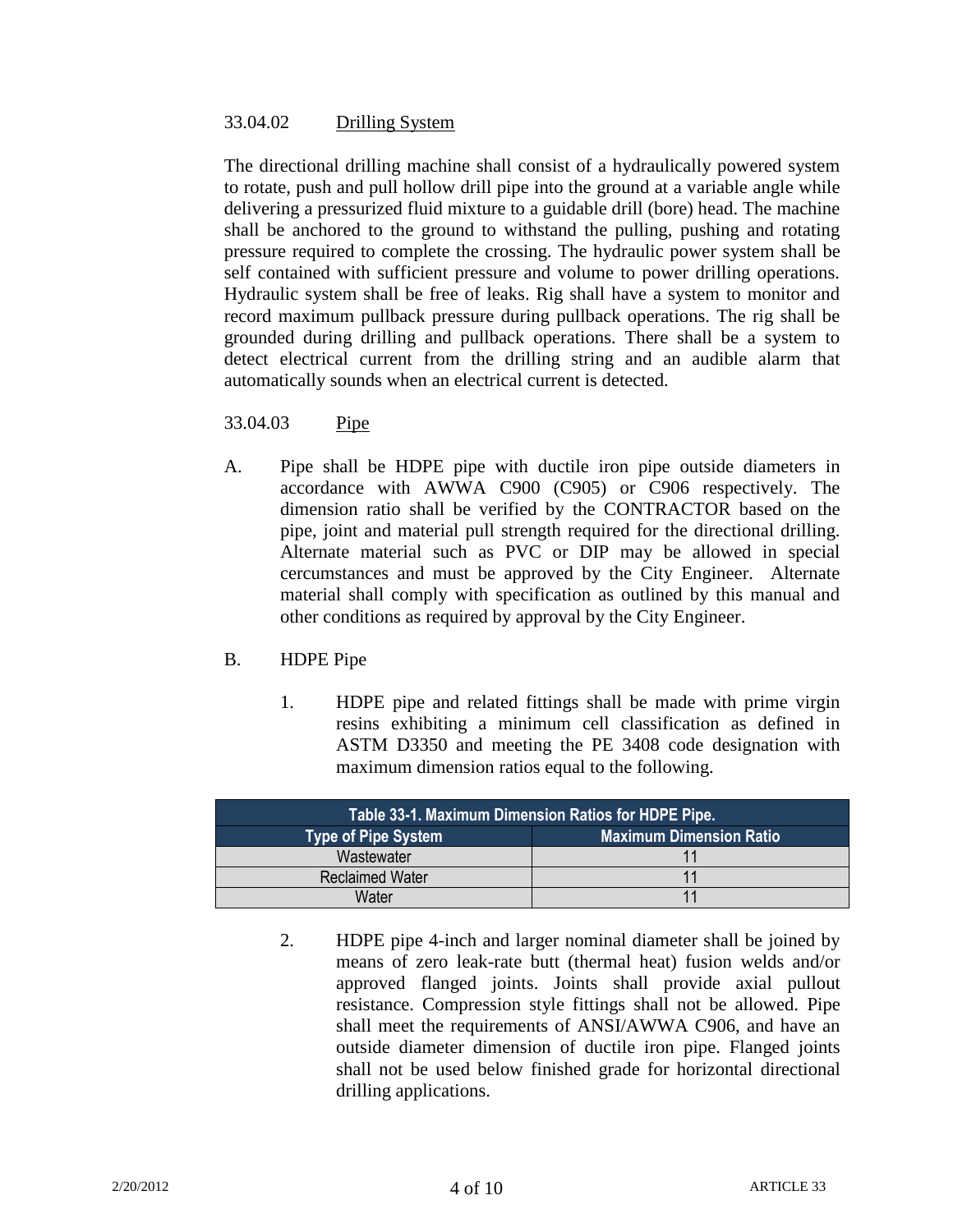### 33.04.02 Drilling System

The directional drilling machine shall consist of a hydraulically powered system to rotate, push and pull hollow drill pipe into the ground at a variable angle while delivering a pressurized fluid mixture to a guidable drill (bore) head. The machine shall be anchored to the ground to withstand the pulling, pushing and rotating pressure required to complete the crossing. The hydraulic power system shall be self contained with sufficient pressure and volume to power drilling operations. Hydraulic system shall be free of leaks. Rig shall have a system to monitor and record maximum pullback pressure during pullback operations. The rig shall be grounded during drilling and pullback operations. There shall be a system to detect electrical current from the drilling string and an audible alarm that automatically sounds when an electrical current is detected.

### 33.04.03 Pipe

A. Pipe shall be HDPE pipe with ductile iron pipe outside diameters in accordance with AWWA C900 (C905) or C906 respectively. The dimension ratio shall be verified by the CONTRACTOR based on the pipe, joint and material pull strength required for the directional drilling. Alternate material such as PVC or DIP may be allowed in special cercumstances and must be approved by the City Engineer. Alternate material shall comply with specification as outlined by this manual and other conditions as required by approval by the City Engineer.

B. HDPE Pipe

1. HDPE pipe and related fittings shall be made with prime virgin resins exhibiting a minimum cell classification as defined in ASTM D3350 and meeting the PE 3408 code designation with maximum dimension ratios equal to the following.

**Table 33-1. Maximum Dimension Ratios for HDPE Pipe.**

| Type of Pipe System | Maximum Dimension Ratio |
|---|---|
| Wastewater | 11 |
| Reclaimed Water | 11 |
| Water | 11 |

2. HDPE pipe 4-inch and larger nominal diameter shall be joined by means of zero leak-rate butt (thermal heat) fusion welds and/or approved flanged joints. Joints shall provide axial pullout resistance. Compression style fittings shall not be allowed. Pipe shall meet the requirements of ANSI/AWWA C906, and have an outside diameter dimension of ductile iron pipe. Flanged joints shall not be used below finished grade for horizontal directional drilling applications.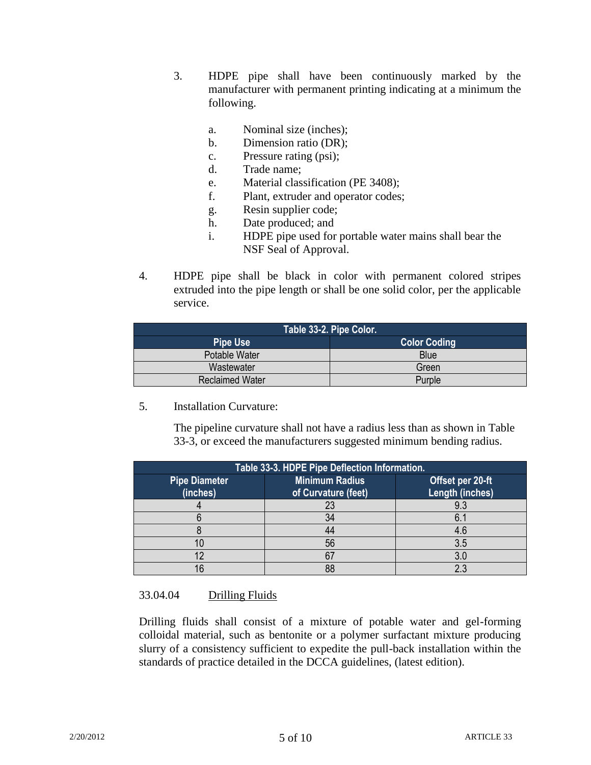3. HDPE pipe shall have been continuously marked by the manufacturer with permanent printing indicating at a minimum the following.

    a. Nominal size (inches);
    b. Dimension ratio (DR);
    c. Pressure rating (psi);
    d. Trade name;
    e. Material classification (PE 3408);
    f. Plant, extruder and operator codes;
    g. Resin supplier code;
    h. Date produced; and
    i. HDPE pipe used for portable water mains shall bear the NSF Seal of Approval.

4. HDPE pipe shall be black in color with permanent colored stripes extruded into the pipe length or shall be one solid color, per the applicable service.

| Table 33-2. Pipe Color. | |
|---|---|
| **Pipe Use** | **Color Coding** |
| Potable Water | Blue |
| Wastewater | Green |
| Reclaimed Water | Purple |

5. Installation Curvature:

    The pipeline curvature shall not have a radius less than as shown in Table 33-3, or exceed the manufacturers suggested minimum bending radius.

| Table 33-3. HDPE Pipe Deflection Information. | | |
|---|---|---|
| **Pipe Diameter (inches)** | **Minimum Radius of Curvature (feet)** | **Offset per 20-ft Length (inches)** |
| 4 | 23 | 9.3 |
| 6 | 34 | 6.1 |
| 8 | 44 | 4.6 |
| 10 | 56 | 3.5 |
| 12 | 67 | 3.0 |
| 16 | 88 | 2.3 |

33.04.04 Drilling Fluids

Drilling fluids shall consist of a mixture of potable water and gel-forming colloidal material, such as bentonite or a polymer surfactant mixture producing slurry of a consistency sufficient to expedite the pull-back installation within the standards of practice detailed in the DCCA guidelines, (latest edition).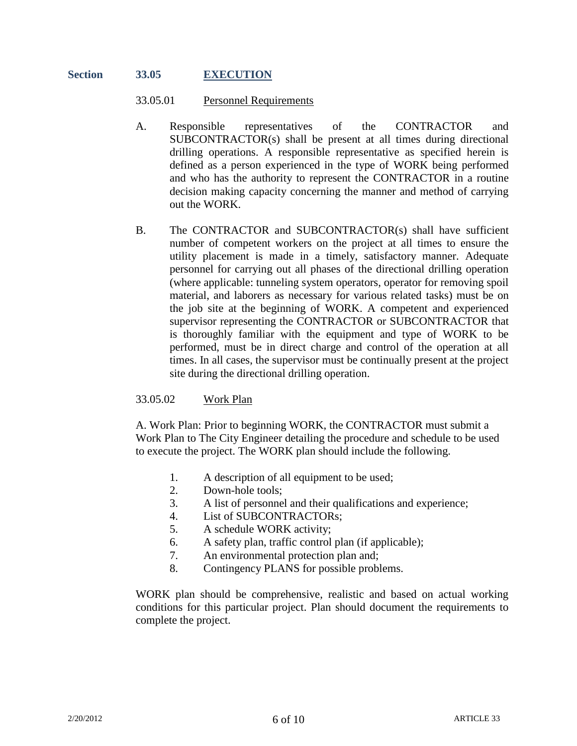## Section 33.05 EXECUTION

### 33.05.01 Personnel Requirements

A. Responsible representatives of the CONTRACTOR and SUBCONTRACTOR(s) shall be present at all times during directional drilling operations. A responsible representative as specified herein is defined as a person experienced in the type of WORK being performed and who has the authority to represent the CONTRACTOR in a routine decision making capacity concerning the manner and method of carrying out the WORK.

B. The CONTRACTOR and SUBCONTRACTOR(s) shall have sufficient number of competent workers on the project at all times to ensure the utility placement is made in a timely, satisfactory manner. Adequate personnel for carrying out all phases of the directional drilling operation (where applicable: tunneling system operators, operator for removing spoil material, and laborers as necessary for various related tasks) must be on the job site at the beginning of WORK. A competent and experienced supervisor representing the CONTRACTOR or SUBCONTRACTOR that is thoroughly familiar with the equipment and type of WORK to be performed, must be in direct charge and control of the operation at all times. In all cases, the supervisor must be continually present at the project site during the directional drilling operation.

### 33.05.02 Work Plan

A. Work Plan: Prior to beginning WORK, the CONTRACTOR must submit a Work Plan to The City Engineer detailing the procedure and schedule to be used to execute the project. The WORK plan should include the following.

1. A description of all equipment to be used;
2. Down-hole tools;
3. A list of personnel and their qualifications and experience;
4. List of SUBCONTRACTORs;
5. A schedule WORK activity;
6. A safety plan, traffic control plan (if applicable);
7. An environmental protection plan and;
8. Contingency PLANS for possible problems.

WORK plan should be comprehensive, realistic and based on actual working conditions for this particular project. Plan should document the requirements to complete the project.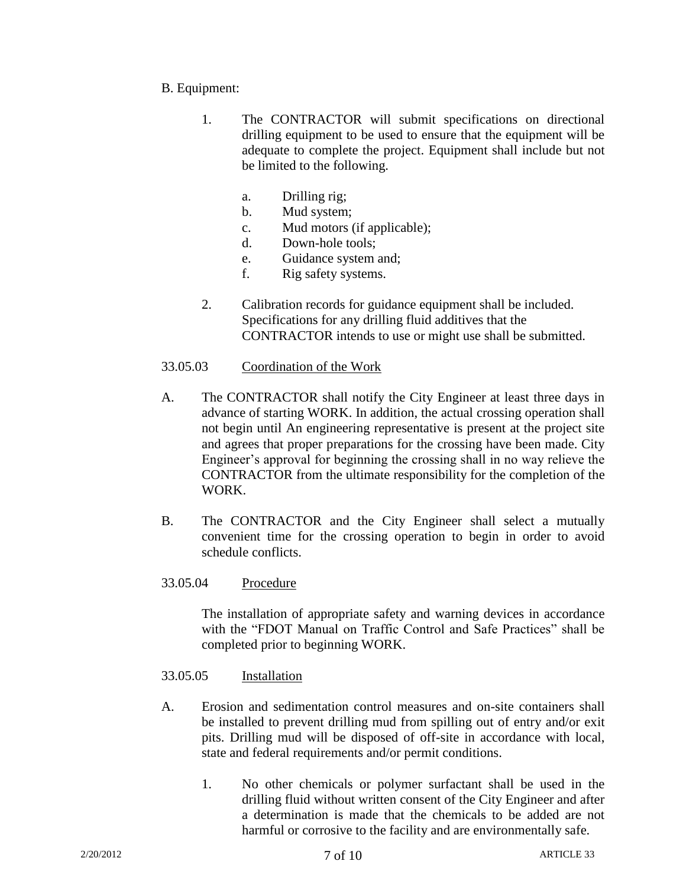B. Equipment:

1. The CONTRACTOR will submit specifications on directional drilling equipment to be used to ensure that the equipment will be adequate to complete the project. Equipment shall include but not be limited to the following.

   a. Drilling rig;
   b. Mud system;
   c. Mud motors (if applicable);
   d. Down-hole tools;
   e. Guidance system and;
   f. Rig safety systems.

2. Calibration records for guidance equipment shall be included. Specifications for any drilling fluid additives that the CONTRACTOR intends to use or might use shall be submitted.

33.05.03 Coordination of the Work

A. The CONTRACTOR shall notify the City Engineer at least three days in advance of starting WORK. In addition, the actual crossing operation shall not begin until An engineering representative is present at the project site and agrees that proper preparations for the crossing have been made. City Engineer's approval for beginning the crossing shall in no way relieve the CONTRACTOR from the ultimate responsibility for the completion of the WORK.

B. The CONTRACTOR and the City Engineer shall select a mutually convenient time for the crossing operation to begin in order to avoid schedule conflicts.

33.05.04 Procedure

The installation of appropriate safety and warning devices in accordance with the "FDOT Manual on Traffic Control and Safe Practices" shall be completed prior to beginning WORK.

33.05.05 Installation

A. Erosion and sedimentation control measures and on-site containers shall be installed to prevent drilling mud from spilling out of entry and/or exit pits. Drilling mud will be disposed of off-site in accordance with local, state and federal requirements and/or permit conditions.

   1. No other chemicals or polymer surfactant shall be used in the drilling fluid without written consent of the City Engineer and after a determination is made that the chemicals to be added are not harmful or corrosive to the facility and are environmentally safe.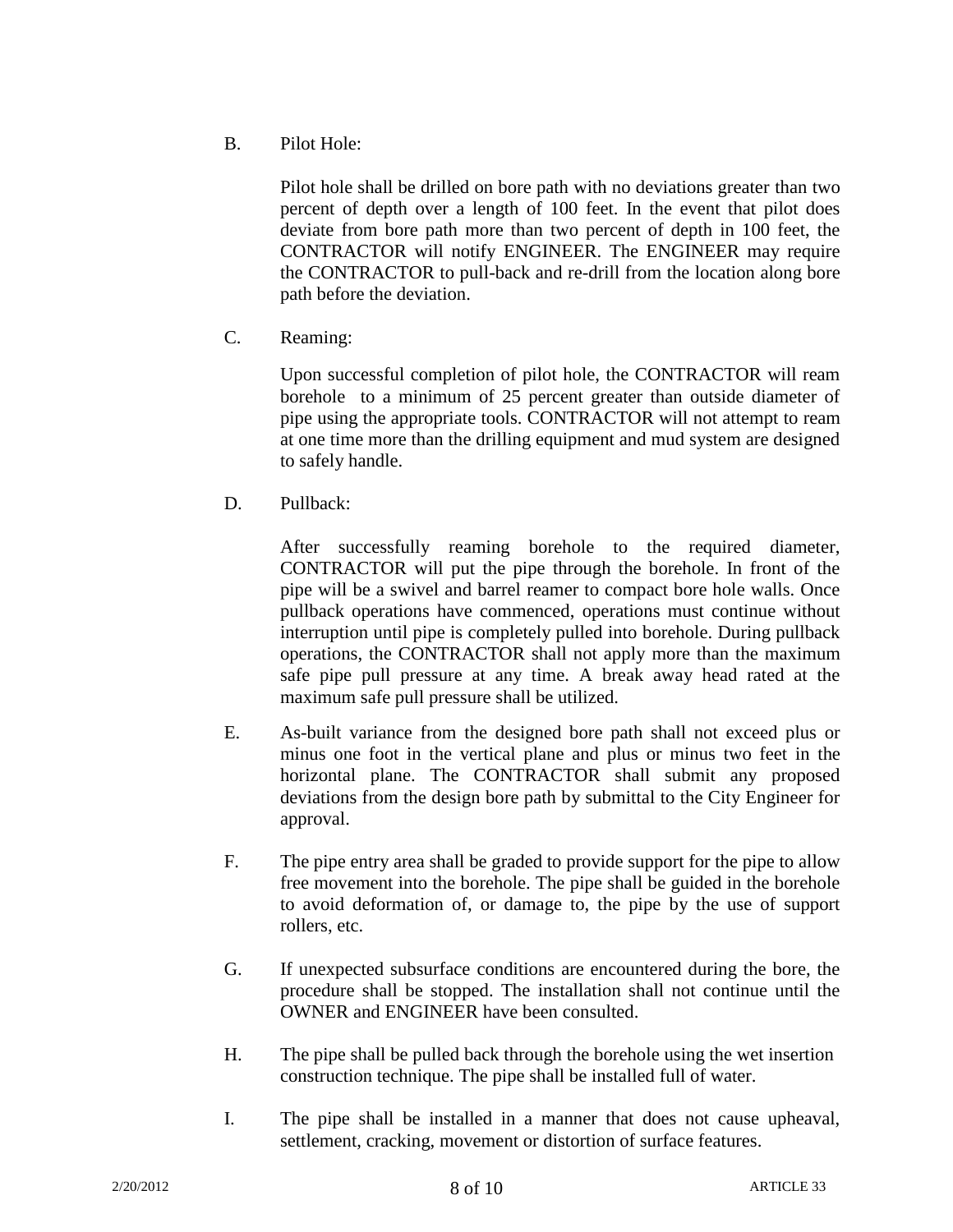B. Pilot Hole:

Pilot hole shall be drilled on bore path with no deviations greater than two percent of depth over a length of 100 feet. In the event that pilot does deviate from bore path more than two percent of depth in 100 feet, the CONTRACTOR will notify ENGINEER. The ENGINEER may require the CONTRACTOR to pull-back and re-drill from the location along bore path before the deviation.

C. Reaming:

Upon successful completion of pilot hole, the CONTRACTOR will ream borehole to a minimum of 25 percent greater than outside diameter of pipe using the appropriate tools. CONTRACTOR will not attempt to ream at one time more than the drilling equipment and mud system are designed to safely handle.

D. Pullback:

After successfully reaming borehole to the required diameter, CONTRACTOR will put the pipe through the borehole. In front of the pipe will be a swivel and barrel reamer to compact bore hole walls. Once pullback operations have commenced, operations must continue without interruption until pipe is completely pulled into borehole. During pullback operations, the CONTRACTOR shall not apply more than the maximum safe pipe pull pressure at any time. A break away head rated at the maximum safe pull pressure shall be utilized.

E. As-built variance from the designed bore path shall not exceed plus or minus one foot in the vertical plane and plus or minus two feet in the horizontal plane. The CONTRACTOR shall submit any proposed deviations from the design bore path by submittal to the City Engineer for approval.

F. The pipe entry area shall be graded to provide support for the pipe to allow free movement into the borehole. The pipe shall be guided in the borehole to avoid deformation of, or damage to, the pipe by the use of support rollers, etc.

G. If unexpected subsurface conditions are encountered during the bore, the procedure shall be stopped. The installation shall not continue until the OWNER and ENGINEER have been consulted.

H. The pipe shall be pulled back through the borehole using the wet insertion construction technique. The pipe shall be installed full of water.

I. The pipe shall be installed in a manner that does not cause upheaval, settlement, cracking, movement or distortion of surface features.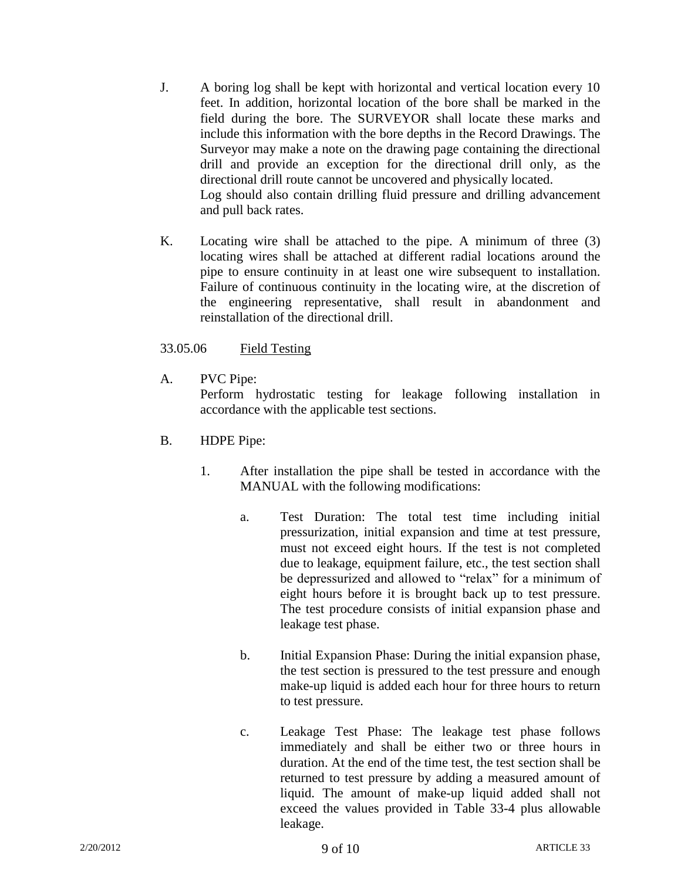J. A boring log shall be kept with horizontal and vertical location every 10 feet. In addition, horizontal location of the bore shall be marked in the field during the bore. The SURVEYOR shall locate these marks and include this information with the bore depths in the Record Drawings. The Surveyor may make a note on the drawing page containing the directional drill and provide an exception for the directional drill only, as the directional drill route cannot be uncovered and physically located.
Log should also contain drilling fluid pressure and drilling advancement and pull back rates.

K. Locating wire shall be attached to the pipe. A minimum of three (3) locating wires shall be attached at different radial locations around the pipe to ensure continuity in at least one wire subsequent to installation. Failure of continuous continuity in the locating wire, at the discretion of the engineering representative, shall result in abandonment and reinstallation of the directional drill.

33.05.06 Field Testing

A. PVC Pipe:
Perform hydrostatic testing for leakage following installation in accordance with the applicable test sections.

B. HDPE Pipe:

1. After installation the pipe shall be tested in accordance with the MANUAL with the following modifications:

   a. Test Duration: The total test time including initial pressurization, initial expansion and time at test pressure, must not exceed eight hours. If the test is not completed due to leakage, equipment failure, etc., the test section shall be depressurized and allowed to "relax" for a minimum of eight hours before it is brought back up to test pressure. The test procedure consists of initial expansion phase and leakage test phase.

   b. Initial Expansion Phase: During the initial expansion phase, the test section is pressured to the test pressure and enough make-up liquid is added each hour for three hours to return to test pressure.

   c. Leakage Test Phase: The leakage test phase follows immediately and shall be either two or three hours in duration. At the end of the time test, the test section shall be returned to test pressure by adding a measured amount of liquid. The amount of make-up liquid added shall not exceed the values provided in Table 33-4 plus allowable leakage.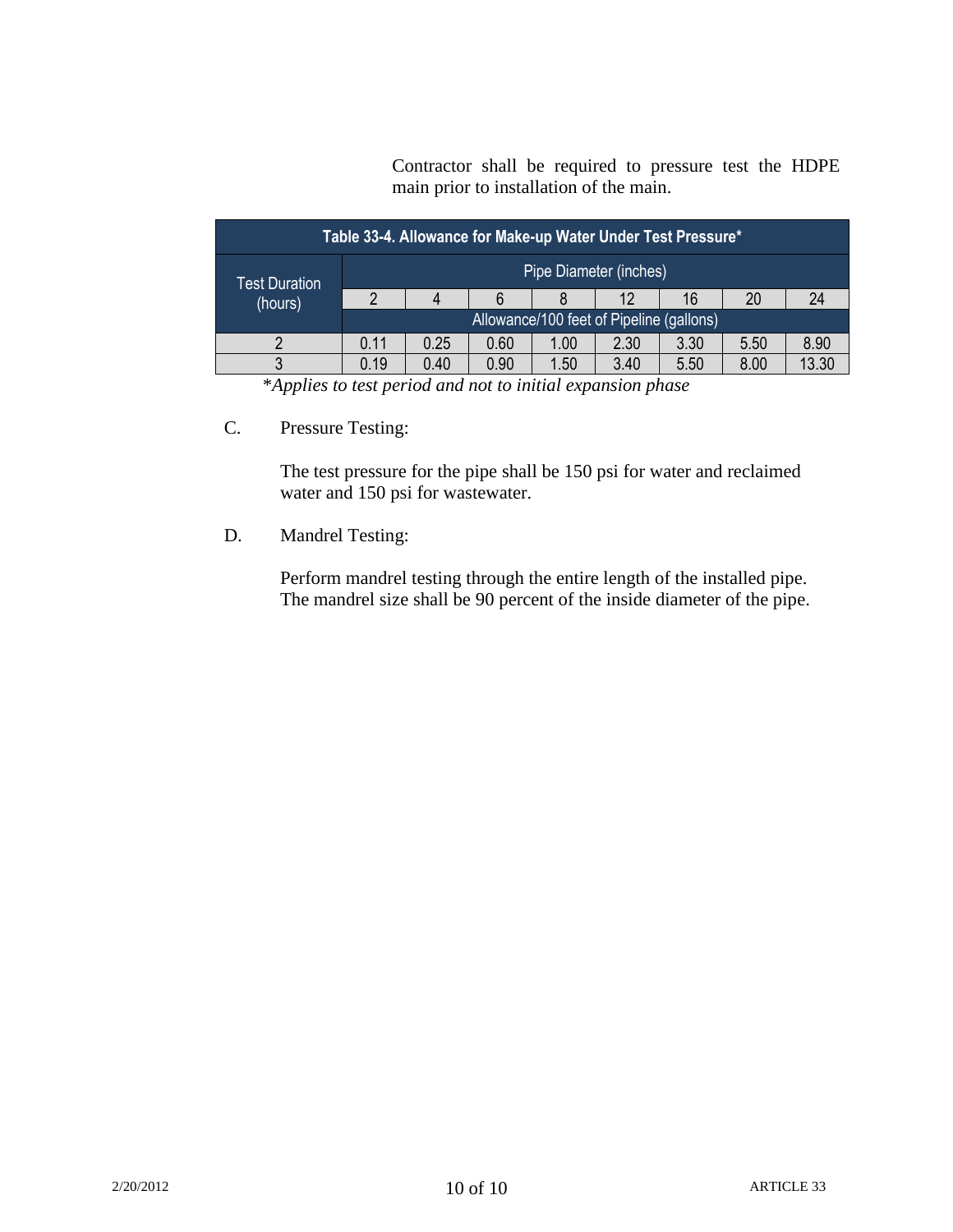Contractor shall be required to pressure test the HDPE main prior to installation of the main.

| Table 33-4. Allowance for Make-up Water Under Test Pressure* | | | | | | | | |
|---|---|---|---|---|---|---|---|---|
| Test Duration (hours) | Pipe Diameter (inches) | | | | | | | |
| | 2 | 4 | 6 | 8 | 12 | 16 | 20 | 24 |
| | Allowance/100 feet of Pipeline (gallons) | | | | | | | |
| 2 | 0.11 | 0.25 | 0.60 | 1.00 | 2.30 | 3.30 | 5.50 | 8.90 |
| 3 | 0.19 | 0.40 | 0.90 | 1.50 | 3.40 | 5.50 | 8.00 | 13.30 |

**Applies to test period and not to initial expansion phase*

C. Pressure Testing:

The test pressure for the pipe shall be 150 psi for water and reclaimed water and 150 psi for wastewater.

D. Mandrel Testing:

Perform mandrel testing through the entire length of the installed pipe. The mandrel size shall be 90 percent of the inside diameter of the pipe.